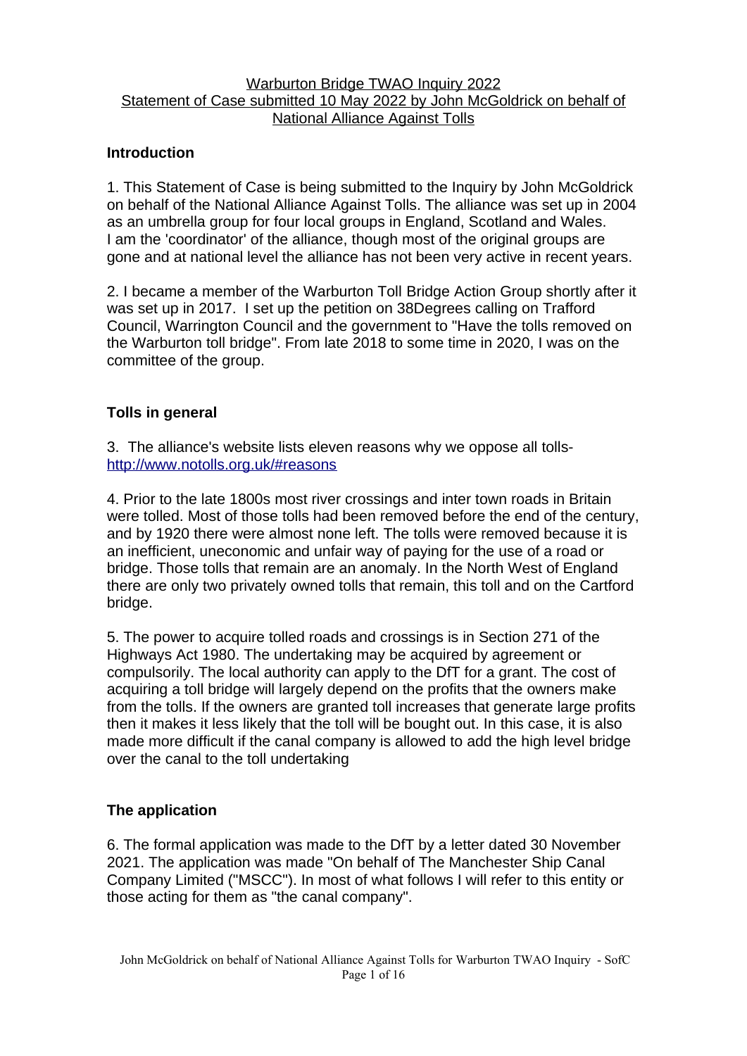Warburton Bridge TWAO Inquiry 2022
Statement of Case submitted 10 May 2022 by John McGoldrick on behalf of National Alliance Against Tolls

## Introduction

1. This Statement of Case is being submitted to the Inquiry by John McGoldrick on behalf of the National Alliance Against Tolls. The alliance was set up in 2004 as an umbrella group for four local groups in England, Scotland and Wales. I am the 'coordinator' of the alliance, though most of the original groups are gone and at national level the alliance has not been very active in recent years.

2. I became a member of the Warburton Toll Bridge Action Group shortly after it was set up in 2017. I set up the petition on 38Degrees calling on Trafford Council, Warrington Council and the government to "Have the tolls removed on the Warburton toll bridge". From late 2018 to some time in 2020, I was on the committee of the group.

## Tolls in general

3. The alliance's website lists eleven reasons why we oppose all tolls- http://www.notolls.org.uk/#reasons

4. Prior to the late 1800s most river crossings and inter town roads in Britain were tolled. Most of those tolls had been removed before the end of the century, and by 1920 there were almost none left. The tolls were removed because it is an inefficient, uneconomic and unfair way of paying for the use of a road or bridge. Those tolls that remain are an anomaly. In the North West of England there are only two privately owned tolls that remain, this toll and on the Cartford bridge.

5. The power to acquire tolled roads and crossings is in Section 271 of the Highways Act 1980. The undertaking may be acquired by agreement or compulsorily. The local authority can apply to the DfT for a grant. The cost of acquiring a toll bridge will largely depend on the profits that the owners make from the tolls. If the owners are granted toll increases that generate large profits then it makes it less likely that the toll will be bought out. In this case, it is also made more difficult if the canal company is allowed to add the high level bridge over the canal to the toll undertaking

## The application

6. The formal application was made to the DfT by a letter dated 30 November 2021. The application was made "On behalf of The Manchester Ship Canal Company Limited ("MSCC"). In most of what follows I will refer to this entity or those acting for them as "the canal company".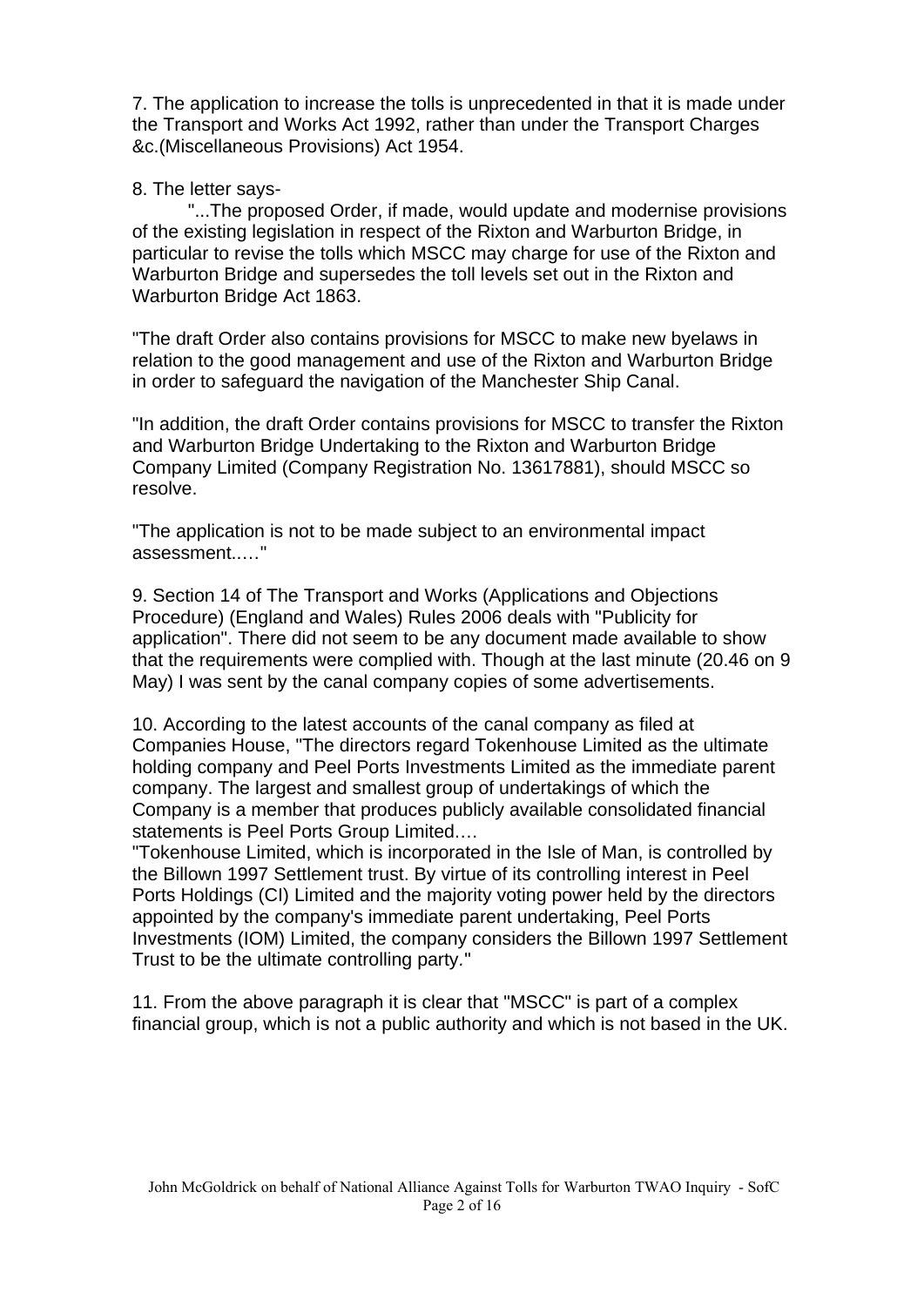7. The application to increase the tolls is unprecedented in that it is made under the Transport and Works Act 1992, rather than under the Transport Charges &c.(Miscellaneous Provisions) Act 1954.

8. The letter says-

"...The proposed Order, if made, would update and modernise provisions of the existing legislation in respect of the Rixton and Warburton Bridge, in particular to revise the tolls which MSCC may charge for use of the Rixton and Warburton Bridge and supersedes the toll levels set out in the Rixton and Warburton Bridge Act 1863.

"The draft Order also contains provisions for MSCC to make new byelaws in relation to the good management and use of the Rixton and Warburton Bridge in order to safeguard the navigation of the Manchester Ship Canal.

"In addition, the draft Order contains provisions for MSCC to transfer the Rixton and Warburton Bridge Undertaking to the Rixton and Warburton Bridge Company Limited (Company Registration No. 13617881), should MSCC so resolve.

"The application is not to be made subject to an environmental impact assessment.…."

9. Section 14 of The Transport and Works (Applications and Objections Procedure) (England and Wales) Rules 2006 deals with "Publicity for application". There did not seem to be any document made available to show that the requirements were complied with. Though at the last minute (20.46 on 9 May) I was sent by the canal company copies of some advertisements.

10. According to the latest accounts of the canal company as filed at Companies House, "The directors regard Tokenhouse Limited as the ultimate holding company and Peel Ports Investments Limited as the immediate parent company. The largest and smallest group of undertakings of which the Company is a member that produces publicly available consolidated financial statements is Peel Ports Group Limited.…

"Tokenhouse Limited, which is incorporated in the Isle of Man, is controlled by the Billown 1997 Settlement trust. By virtue of its controlling interest in Peel Ports Holdings (CI) Limited and the majority voting power held by the directors appointed by the company's immediate parent undertaking, Peel Ports Investments (IOM) Limited, the company considers the Billown 1997 Settlement Trust to be the ultimate controlling party."

11. From the above paragraph it is clear that "MSCC" is part of a complex financial group, which is not a public authority and which is not based in the UK.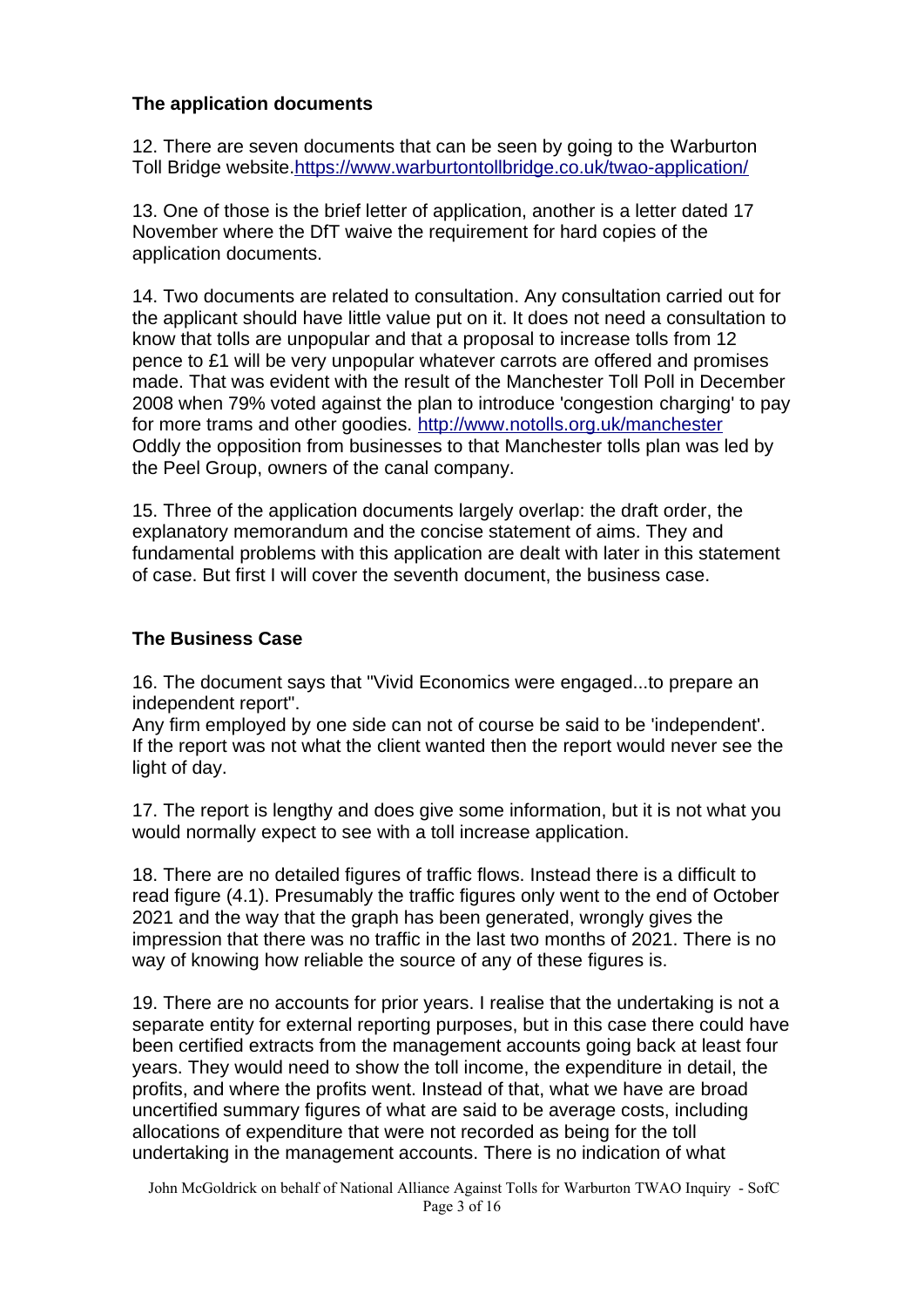## The application documents

12. There are seven documents that can be seen by going to the Warburton Toll Bridge website.https://www.warburtontollbridge.co.uk/twao-application/

13. One of those is the brief letter of application, another is a letter dated 17 November where the DfT waive the requirement for hard copies of the application documents.

14. Two documents are related to consultation. Any consultation carried out for the applicant should have little value put on it. It does not need a consultation to know that tolls are unpopular and that a proposal to increase tolls from 12 pence to £1 will be very unpopular whatever carrots are offered and promises made. That was evident with the result of the Manchester Toll Poll in December 2008 when 79% voted against the plan to introduce 'congestion charging' to pay for more trams and other goodies. http://www.notolls.org.uk/manchester Oddly the opposition from businesses to that Manchester tolls plan was led by the Peel Group, owners of the canal company.

15. Three of the application documents largely overlap: the draft order, the explanatory memorandum and the concise statement of aims. They and fundamental problems with this application are dealt with later in this statement of case. But first I will cover the seventh document, the business case.

## The Business Case

16. The document says that "Vivid Economics were engaged...to prepare an independent report".
Any firm employed by one side can not of course be said to be 'independent'. If the report was not what the client wanted then the report would never see the light of day.

17. The report is lengthy and does give some information, but it is not what you would normally expect to see with a toll increase application.

18. There are no detailed figures of traffic flows. Instead there is a difficult to read figure (4.1). Presumably the traffic figures only went to the end of October 2021 and the way that the graph has been generated, wrongly gives the impression that there was no traffic in the last two months of 2021. There is no way of knowing how reliable the source of any of these figures is.

19. There are no accounts for prior years. I realise that the undertaking is not a separate entity for external reporting purposes, but in this case there could have been certified extracts from the management accounts going back at least four years. They would need to show the toll income, the expenditure in detail, the profits, and where the profits went. Instead of that, what we have are broad uncertified summary figures of what are said to be average costs, including allocations of expenditure that were not recorded as being for the toll undertaking in the management accounts. There is no indication of what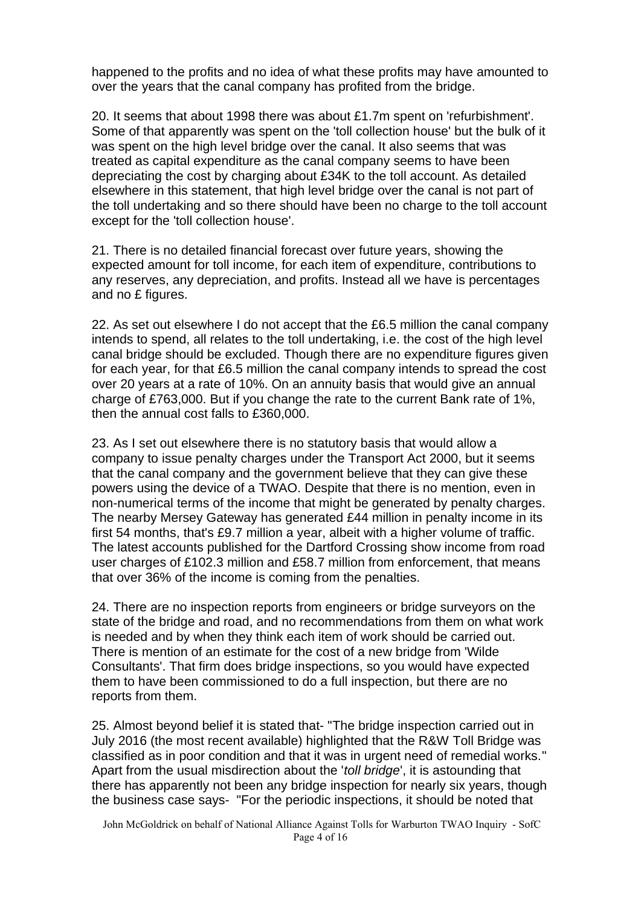happened to the profits and no idea of what these profits may have amounted to over the years that the canal company has profited from the bridge.

20. It seems that about 1998 there was about £1.7m spent on 'refurbishment'. Some of that apparently was spent on the 'toll collection house' but the bulk of it was spent on the high level bridge over the canal. It also seems that was treated as capital expenditure as the canal company seems to have been depreciating the cost by charging about £34K to the toll account. As detailed elsewhere in this statement, that high level bridge over the canal is not part of the toll undertaking and so there should have been no charge to the toll account except for the 'toll collection house'.

21. There is no detailed financial forecast over future years, showing the expected amount for toll income, for each item of expenditure, contributions to any reserves, any depreciation, and profits. Instead all we have is percentages and no £ figures.

22. As set out elsewhere I do not accept that the £6.5 million the canal company intends to spend, all relates to the toll undertaking, i.e. the cost of the high level canal bridge should be excluded. Though there are no expenditure figures given for each year, for that £6.5 million the canal company intends to spread the cost over 20 years at a rate of 10%. On an annuity basis that would give an annual charge of £763,000. But if you change the rate to the current Bank rate of 1%, then the annual cost falls to £360,000.

23. As I set out elsewhere there is no statutory basis that would allow a company to issue penalty charges under the Transport Act 2000, but it seems that the canal company and the government believe that they can give these powers using the device of a TWAO. Despite that there is no mention, even in non-numerical terms of the income that might be generated by penalty charges. The nearby Mersey Gateway has generated £44 million in penalty income in its first 54 months, that's £9.7 million a year, albeit with a higher volume of traffic. The latest accounts published for the Dartford Crossing show income from road user charges of £102.3 million and £58.7 million from enforcement, that means that over 36% of the income is coming from the penalties.

24. There are no inspection reports from engineers or bridge surveyors on the state of the bridge and road, and no recommendations from them on what work is needed and by when they think each item of work should be carried out. There is mention of an estimate for the cost of a new bridge from 'Wilde Consultants'. That firm does bridge inspections, so you would have expected them to have been commissioned to do a full inspection, but there are no reports from them.

25. Almost beyond belief it is stated that- "The bridge inspection carried out in July 2016 (the most recent available) highlighted that the R&W Toll Bridge was classified as in poor condition and that it was in urgent need of remedial works." Apart from the usual misdirection about the '*toll bridge*', it is astounding that there has apparently not been any bridge inspection for nearly six years, though the business case says- "For the periodic inspections, it should be noted that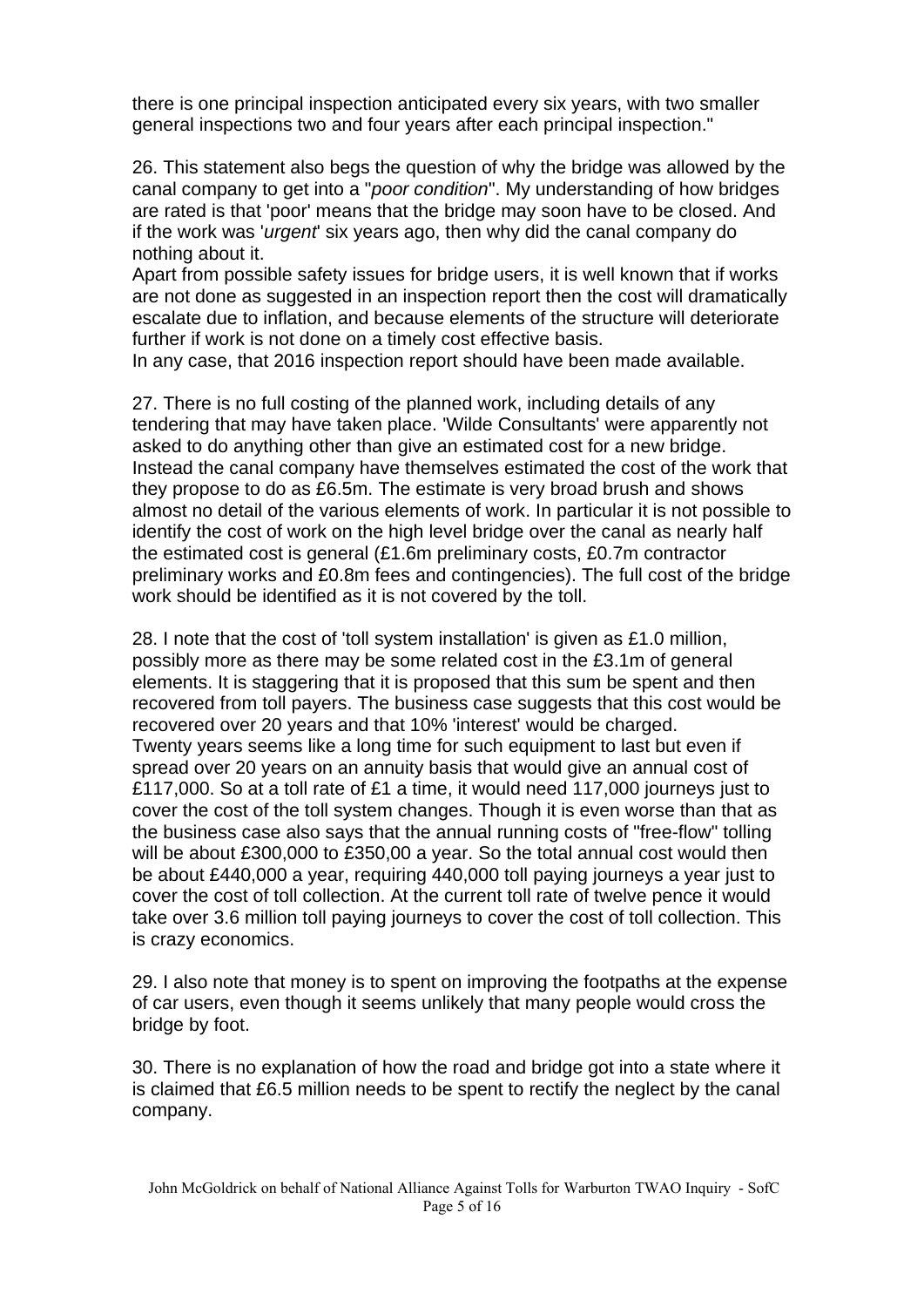there is one principal inspection anticipated every six years, with two smaller general inspections two and four years after each principal inspection."

26. This statement also begs the question of why the bridge was allowed by the canal company to get into a "*poor condition*". My understanding of how bridges are rated is that 'poor' means that the bridge may soon have to be closed. And if the work was '*urgent*' six years ago, then why did the canal company do nothing about it.
Apart from possible safety issues for bridge users, it is well known that if works are not done as suggested in an inspection report then the cost will dramatically escalate due to inflation, and because elements of the structure will deteriorate further if work is not done on a timely cost effective basis.
In any case, that 2016 inspection report should have been made available.

27. There is no full costing of the planned work, including details of any tendering that may have taken place. 'Wilde Consultants' were apparently not asked to do anything other than give an estimated cost for a new bridge. Instead the canal company have themselves estimated the cost of the work that they propose to do as £6.5m. The estimate is very broad brush and shows almost no detail of the various elements of work. In particular it is not possible to identify the cost of work on the high level bridge over the canal as nearly half the estimated cost is general (£1.6m preliminary costs, £0.7m contractor preliminary works and £0.8m fees and contingencies). The full cost of the bridge work should be identified as it is not covered by the toll.

28. I note that the cost of 'toll system installation' is given as £1.0 million, possibly more as there may be some related cost in the £3.1m of general elements. It is staggering that it is proposed that this sum be spent and then recovered from toll payers. The business case suggests that this cost would be recovered over 20 years and that 10% 'interest' would be charged.
Twenty years seems like a long time for such equipment to last but even if spread over 20 years on an annuity basis that would give an annual cost of £117,000. So at a toll rate of £1 a time, it would need 117,000 journeys just to cover the cost of the toll system changes. Though it is even worse than that as the business case also says that the annual running costs of "free-flow" tolling will be about £300,000 to £350,00 a year. So the total annual cost would then be about £440,000 a year, requiring 440,000 toll paying journeys a year just to cover the cost of toll collection. At the current toll rate of twelve pence it would take over 3.6 million toll paying journeys to cover the cost of toll collection. This is crazy economics.

29. I also note that money is to spent on improving the footpaths at the expense of car users, even though it seems unlikely that many people would cross the bridge by foot.

30. There is no explanation of how the road and bridge got into a state where it is claimed that £6.5 million needs to be spent to rectify the neglect by the canal company.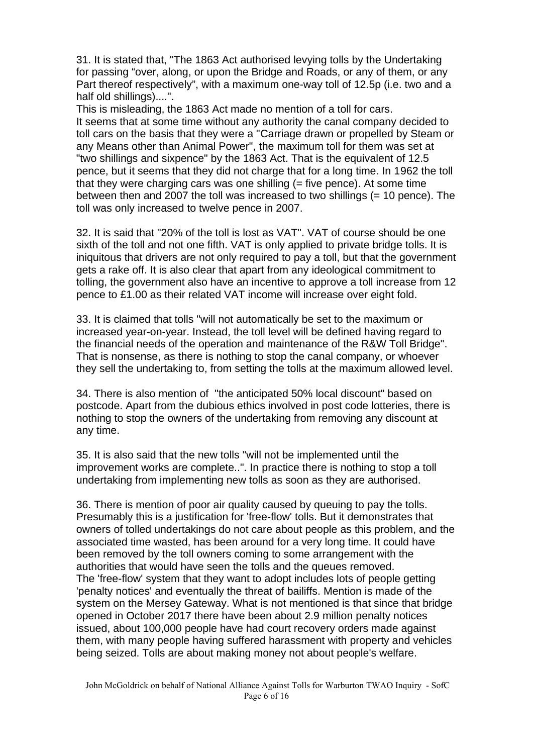31. It is stated that, "The 1863 Act authorised levying tolls by the Undertaking for passing “over, along, or upon the Bridge and Roads, or any of them, or any Part thereof respectively”, with a maximum one-way toll of 12.5p (i.e. two and a half old shillings)....".
This is misleading, the 1863 Act made no mention of a toll for cars.
It seems that at some time without any authority the canal company decided to toll cars on the basis that they were a "Carriage drawn or propelled by Steam or any Means other than Animal Power", the maximum toll for them was set at "two shillings and sixpence" by the 1863 Act. That is the equivalent of 12.5 pence, but it seems that they did not charge that for a long time. In 1962 the toll that they were charging cars was one shilling (= five pence). At some time between then and 2007 the toll was increased to two shillings (= 10 pence). The toll was only increased to twelve pence in 2007.

32. It is said that "20% of the toll is lost as VAT". VAT of course should be one sixth of the toll and not one fifth. VAT is only applied to private bridge tolls. It is iniquitous that drivers are not only required to pay a toll, but that the government gets a rake off. It is also clear that apart from any ideological commitment to tolling, the government also have an incentive to approve a toll increase from 12 pence to £1.00 as their related VAT income will increase over eight fold.

33. It is claimed that tolls "will not automatically be set to the maximum or increased year-on-year. Instead, the toll level will be defined having regard to the financial needs of the operation and maintenance of the R&W Toll Bridge". That is nonsense, as there is nothing to stop the canal company, or whoever they sell the undertaking to, from setting the tolls at the maximum allowed level.

34. There is also mention of "the anticipated 50% local discount" based on postcode. Apart from the dubious ethics involved in post code lotteries, there is nothing to stop the owners of the undertaking from removing any discount at any time.

35. It is also said that the new tolls "will not be implemented until the improvement works are complete..". In practice there is nothing to stop a toll undertaking from implementing new tolls as soon as they are authorised.

36. There is mention of poor air quality caused by queuing to pay the tolls. Presumably this is a justification for 'free-flow' tolls. But it demonstrates that owners of tolled undertakings do not care about people as this problem, and the associated time wasted, has been around for a very long time. It could have been removed by the toll owners coming to some arrangement with the authorities that would have seen the tolls and the queues removed.
The 'free-flow' system that they want to adopt includes lots of people getting 'penalty notices' and eventually the threat of bailiffs. Mention is made of the system on the Mersey Gateway. What is not mentioned is that since that bridge opened in October 2017 there have been about 2.9 million penalty notices issued, about 100,000 people have had court recovery orders made against them, with many people having suffered harassment with property and vehicles being seized. Tolls are about making money not about people's welfare.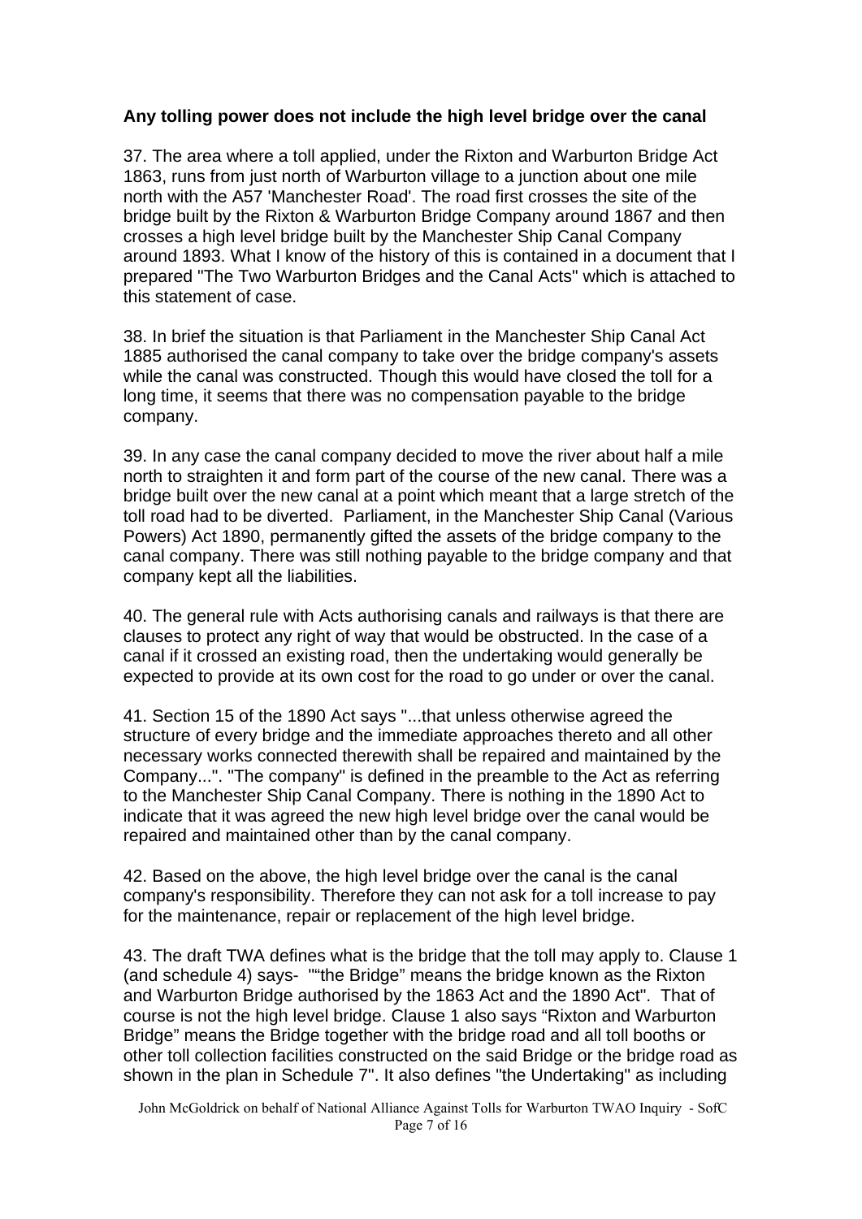**Any tolling power does not include the high level bridge over the canal**

37. The area where a toll applied, under the Rixton and Warburton Bridge Act 1863, runs from just north of Warburton village to a junction about one mile north with the A57 'Manchester Road'. The road first crosses the site of the bridge built by the Rixton & Warburton Bridge Company around 1867 and then crosses a high level bridge built by the Manchester Ship Canal Company around 1893. What I know of the history of this is contained in a document that I prepared "The Two Warburton Bridges and the Canal Acts" which is attached to this statement of case.

38. In brief the situation is that Parliament in the Manchester Ship Canal Act 1885 authorised the canal company to take over the bridge company's assets while the canal was constructed. Though this would have closed the toll for a long time, it seems that there was no compensation payable to the bridge company.

39. In any case the canal company decided to move the river about half a mile north to straighten it and form part of the course of the new canal. There was a bridge built over the new canal at a point which meant that a large stretch of the toll road had to be diverted. Parliament, in the Manchester Ship Canal (Various Powers) Act 1890, permanently gifted the assets of the bridge company to the canal company. There was still nothing payable to the bridge company and that company kept all the liabilities.

40. The general rule with Acts authorising canals and railways is that there are clauses to protect any right of way that would be obstructed. In the case of a canal if it crossed an existing road, then the undertaking would generally be expected to provide at its own cost for the road to go under or over the canal.

41. Section 15 of the 1890 Act says "...that unless otherwise agreed the structure of every bridge and the immediate approaches thereto and all other necessary works connected therewith shall be repaired and maintained by the Company...". "The company" is defined in the preamble to the Act as referring to the Manchester Ship Canal Company. There is nothing in the 1890 Act to indicate that it was agreed the new high level bridge over the canal would be repaired and maintained other than by the canal company.

42. Based on the above, the high level bridge over the canal is the canal company's responsibility. Therefore they can not ask for a toll increase to pay for the maintenance, repair or replacement of the high level bridge.

43. The draft TWA defines what is the bridge that the toll may apply to. Clause 1 (and schedule 4) says- ""the Bridge" means the bridge known as the Rixton and Warburton Bridge authorised by the 1863 Act and the 1890 Act". That of course is not the high level bridge. Clause 1 also says "Rixton and Warburton Bridge" means the Bridge together with the bridge road and all toll booths or other toll collection facilities constructed on the said Bridge or the bridge road as shown in the plan in Schedule 7". It also defines "the Undertaking" as including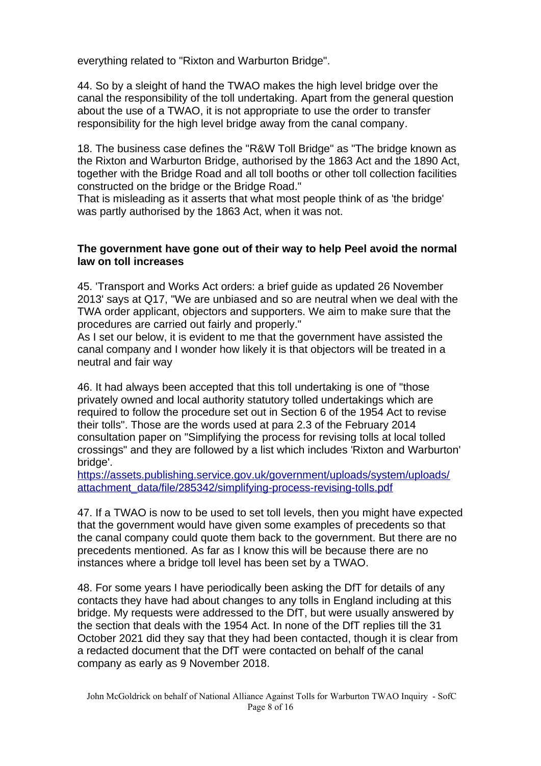everything related to "Rixton and Warburton Bridge".

44. So by a sleight of hand the TWAO makes the high level bridge over the canal the responsibility of the toll undertaking. Apart from the general question about the use of a TWAO, it is not appropriate to use the order to transfer responsibility for the high level bridge away from the canal company.

18. The business case defines the "R&W Toll Bridge" as "The bridge known as the Rixton and Warburton Bridge, authorised by the 1863 Act and the 1890 Act, together with the Bridge Road and all toll booths or other toll collection facilities constructed on the bridge or the Bridge Road."
That is misleading as it asserts that what most people think of as 'the bridge' was partly authorised by the 1863 Act, when it was not.

**The government have gone out of their way to help Peel avoid the normal law on toll increases**

45. 'Transport and Works Act orders: a brief guide as updated 26 November 2013' says at Q17, "We are unbiased and so are neutral when we deal with the TWA order applicant, objectors and supporters. We aim to make sure that the procedures are carried out fairly and properly."
As I set our below, it is evident to me that the government have assisted the canal company and I wonder how likely it is that objectors will be treated in a neutral and fair way

46. It had always been accepted that this toll undertaking is one of "those privately owned and local authority statutory tolled undertakings which are required to follow the procedure set out in Section 6 of the 1954 Act to revise their tolls". Those are the words used at para 2.3 of the February 2014 consultation paper on "Simplifying the process for revising tolls at local tolled crossings" and they are followed by a list which includes 'Rixton and Warburton' bridge'.
[https://assets.publishing.service.gov.uk/government/uploads/system/uploads/attachment_data/file/285342/simplifying-process-revising-tolls.pdf](https://assets.publishing.service.gov.uk/government/uploads/system/uploads/attachment_data/file/285342/simplifying-process-revising-tolls.pdf)

47. If a TWAO is now to be used to set toll levels, then you might have expected that the government would have given some examples of precedents so that the canal company could quote them back to the government. But there are no precedents mentioned. As far as I know this will be because there are no instances where a bridge toll level has been set by a TWAO.

48. For some years I have periodically been asking the DfT for details of any contacts they have had about changes to any tolls in England including at this bridge. My requests were addressed to the DfT, but were usually answered by the section that deals with the 1954 Act. In none of the DfT replies till the 31 October 2021 did they say that they had been contacted, though it is clear from a redacted document that the DfT were contacted on behalf of the canal company as early as 9 November 2018.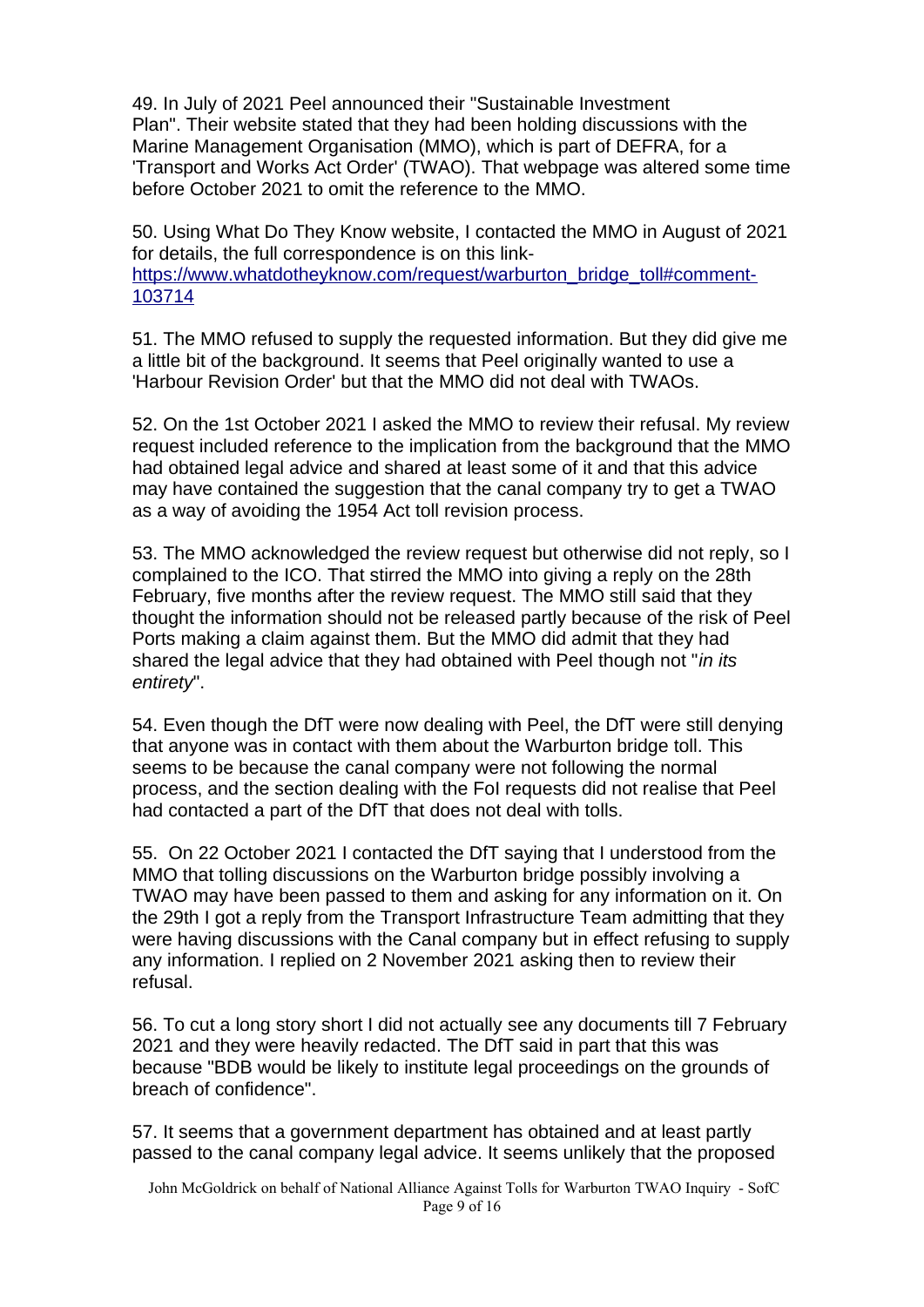49. In July of 2021 Peel announced their "Sustainable Investment Plan". Their website stated that they had been holding discussions with the Marine Management Organisation (MMO), which is part of DEFRA, for a 'Transport and Works Act Order' (TWAO). That webpage was altered some time before October 2021 to omit the reference to the MMO.

50. Using What Do They Know website, I contacted the MMO in August of 2021 for details, the full correspondence is on this link- [https://www.whatdotheyknow.com/request/warburton_bridge_toll#comment-103714](https://www.whatdotheyknow.com/request/warburton_bridge_toll#comment-103714)

51. The MMO refused to supply the requested information. But they did give me a little bit of the background. It seems that Peel originally wanted to use a 'Harbour Revision Order' but that the MMO did not deal with TWAOs.

52. On the 1st October 2021 I asked the MMO to review their refusal. My review request included reference to the implication from the background that the MMO had obtained legal advice and shared at least some of it and that this advice may have contained the suggestion that the canal company try to get a TWAO as a way of avoiding the 1954 Act toll revision process.

53. The MMO acknowledged the review request but otherwise did not reply, so I complained to the ICO. That stirred the MMO into giving a reply on the 28th February, five months after the review request. The MMO still said that they thought the information should not be released partly because of the risk of Peel Ports making a claim against them. But the MMO did admit that they had shared the legal advice that they had obtained with Peel though not "*in its entirety*".

54. Even though the DfT were now dealing with Peel, the DfT were still denying that anyone was in contact with them about the Warburton bridge toll. This seems to be because the canal company were not following the normal process, and the section dealing with the FoI requests did not realise that Peel had contacted a part of the DfT that does not deal with tolls.

55. On 22 October 2021 I contacted the DfT saying that I understood from the MMO that tolling discussions on the Warburton bridge possibly involving a TWAO may have been passed to them and asking for any information on it. On the 29th I got a reply from the Transport Infrastructure Team admitting that they were having discussions with the Canal company but in effect refusing to supply any information. I replied on 2 November 2021 asking then to review their refusal.

56. To cut a long story short I did not actually see any documents till 7 February 2021 and they were heavily redacted. The DfT said in part that this was because "BDB would be likely to institute legal proceedings on the grounds of breach of confidence".

57. It seems that a government department has obtained and at least partly passed to the canal company legal advice. It seems unlikely that the proposed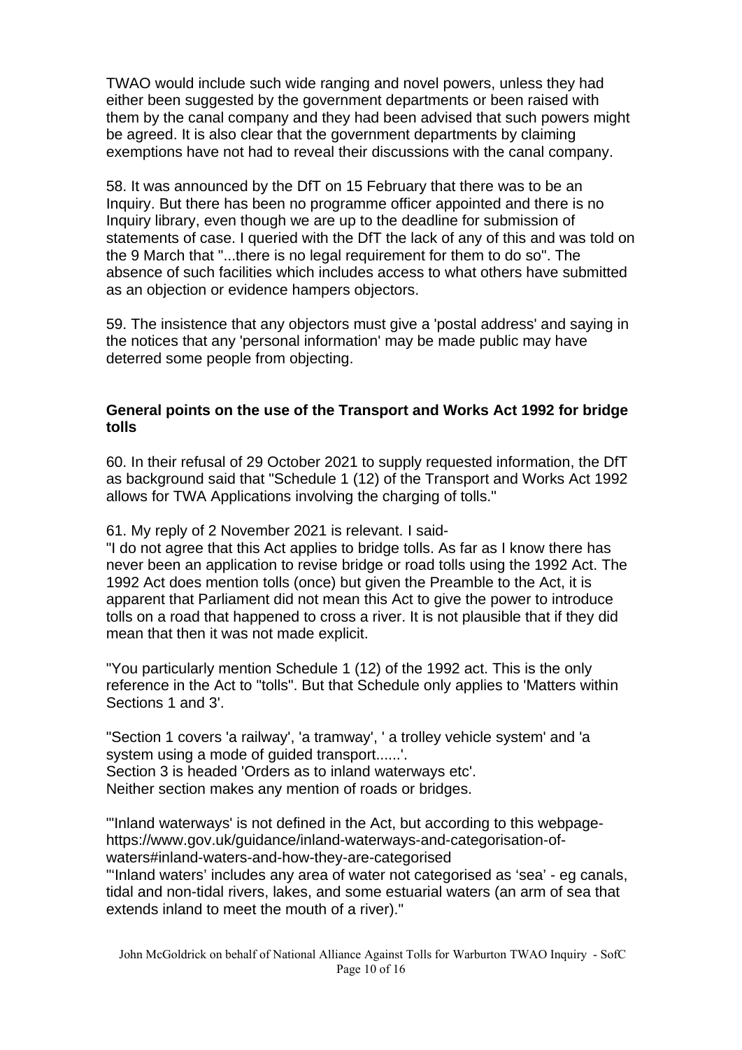TWAO would include such wide ranging and novel powers, unless they had either been suggested by the government departments or been raised with them by the canal company and they had been advised that such powers might be agreed. It is also clear that the government departments by claiming exemptions have not had to reveal their discussions with the canal company.

58. It was announced by the DfT on 15 February that there was to be an Inquiry. But there has been no programme officer appointed and there is no Inquiry library, even though we are up to the deadline for submission of statements of case. I queried with the DfT the lack of any of this and was told on the 9 March that "...there is no legal requirement for them to do so". The absence of such facilities which includes access to what others have submitted as an objection or evidence hampers objectors.

59. The insistence that any objectors must give a 'postal address' and saying in the notices that any 'personal information' may be made public may have deterred some people from objecting.

**General points on the use of the Transport and Works Act 1992 for bridge tolls**

60. In their refusal of 29 October 2021 to supply requested information, the DfT as background said that "Schedule 1 (12) of the Transport and Works Act 1992 allows for TWA Applications involving the charging of tolls."

61. My reply of 2 November 2021 is relevant. I said-

"I do not agree that this Act applies to bridge tolls. As far as I know there has never been an application to revise bridge or road tolls using the 1992 Act. The 1992 Act does mention tolls (once) but given the Preamble to the Act, it is apparent that Parliament did not mean this Act to give the power to introduce tolls on a road that happened to cross a river. It is not plausible that if they did mean that then it was not made explicit.

"You particularly mention Schedule 1 (12) of the 1992 act. This is the only reference in the Act to "tolls". But that Schedule only applies to 'Matters within Sections 1 and 3'.

"Section 1 covers 'a railway', 'a tramway', ' a trolley vehicle system' and 'a system using a mode of guided transport......'.
Section 3 is headed 'Orders as to inland waterways etc'.
Neither section makes any mention of roads or bridges.

"'Inland waterways' is not defined in the Act, but according to this webpage- https://www.gov.uk/guidance/inland-waterways-and-categorisation-of-waters#inland-waters-and-how-they-are-categorised

"'Inland waters' includes any area of water not categorised as 'sea' - eg canals, tidal and non-tidal rivers, lakes, and some estuarial waters (an arm of sea that extends inland to meet the mouth of a river)."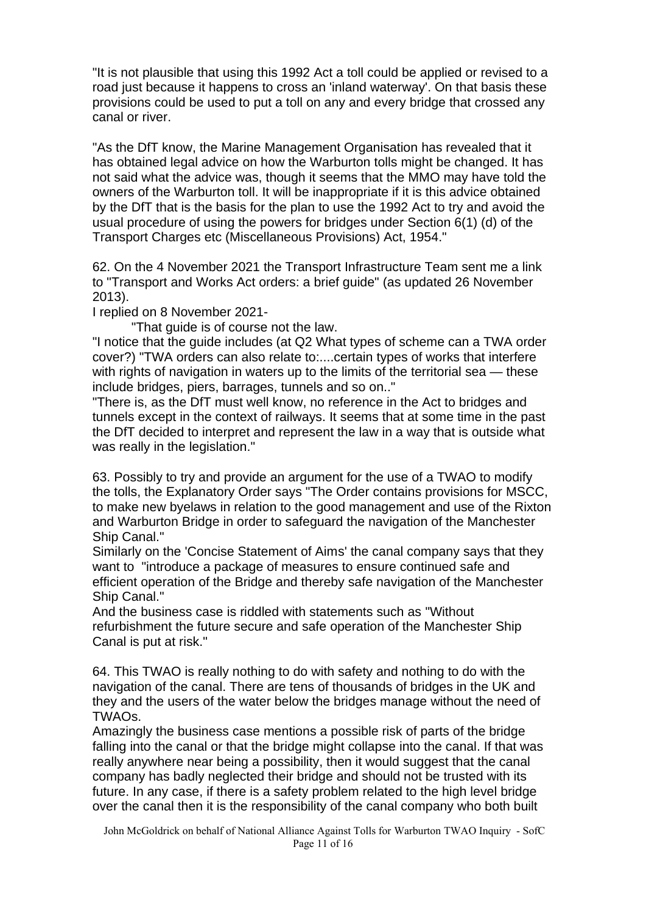"It is not plausible that using this 1992 Act a toll could be applied or revised to a road just because it happens to cross an 'inland waterway'. On that basis these provisions could be used to put a toll on any and every bridge that crossed any canal or river.

"As the DfT know, the Marine Management Organisation has revealed that it has obtained legal advice on how the Warburton tolls might be changed. It has not said what the advice was, though it seems that the MMO may have told the owners of the Warburton toll. It will be inappropriate if it is this advice obtained by the DfT that is the basis for the plan to use the 1992 Act to try and avoid the usual procedure of using the powers for bridges under Section 6(1) (d) of the Transport Charges etc (Miscellaneous Provisions) Act, 1954."

62. On the 4 November 2021 the Transport Infrastructure Team sent me a link to "Transport and Works Act orders: a brief guide" (as updated 26 November 2013).

I replied on 8 November 2021-

"That guide is of course not the law.

"I notice that the guide includes (at Q2 What types of scheme can a TWA order cover?) "TWA orders can also relate to:....certain types of works that interfere with rights of navigation in waters up to the limits of the territorial sea — these include bridges, piers, barrages, tunnels and so on.."

"There is, as the DfT must well know, no reference in the Act to bridges and tunnels except in the context of railways. It seems that at some time in the past the DfT decided to interpret and represent the law in a way that is outside what was really in the legislation."

63. Possibly to try and provide an argument for the use of a TWAO to modify the tolls, the Explanatory Order says "The Order contains provisions for MSCC, to make new byelaws in relation to the good management and use of the Rixton and Warburton Bridge in order to safeguard the navigation of the Manchester Ship Canal."

Similarly on the 'Concise Statement of Aims' the canal company says that they want to "introduce a package of measures to ensure continued safe and efficient operation of the Bridge and thereby safe navigation of the Manchester Ship Canal."

And the business case is riddled with statements such as "Without refurbishment the future secure and safe operation of the Manchester Ship Canal is put at risk."

64. This TWAO is really nothing to do with safety and nothing to do with the navigation of the canal. There are tens of thousands of bridges in the UK and they and the users of the water below the bridges manage without the need of TWAOs.

Amazingly the business case mentions a possible risk of parts of the bridge falling into the canal or that the bridge might collapse into the canal. If that was really anywhere near being a possibility, then it would suggest that the canal company has badly neglected their bridge and should not be trusted with its future. In any case, if there is a safety problem related to the high level bridge over the canal then it is the responsibility of the canal company who both built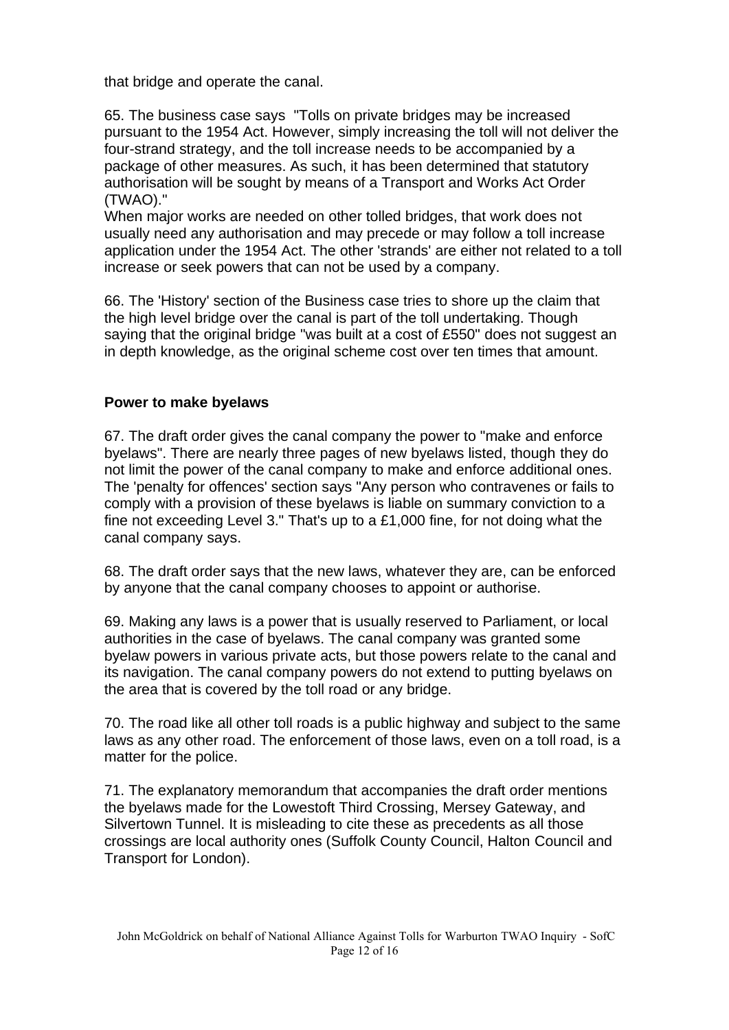that bridge and operate the canal.

65. The business case says "Tolls on private bridges may be increased pursuant to the 1954 Act. However, simply increasing the toll will not deliver the four-strand strategy, and the toll increase needs to be accompanied by a package of other measures. As such, it has been determined that statutory authorisation will be sought by means of a Transport and Works Act Order (TWAO)."
When major works are needed on other tolled bridges, that work does not usually need any authorisation and may precede or may follow a toll increase application under the 1954 Act. The other 'strands' are either not related to a toll increase or seek powers that can not be used by a company.

66. The 'History' section of the Business case tries to shore up the claim that the high level bridge over the canal is part of the toll undertaking. Though saying that the original bridge "was built at a cost of £550" does not suggest an in depth knowledge, as the original scheme cost over ten times that amount.

**Power to make byelaws**

67. The draft order gives the canal company the power to "make and enforce byelaws". There are nearly three pages of new byelaws listed, though they do not limit the power of the canal company to make and enforce additional ones. The 'penalty for offences' section says "Any person who contravenes or fails to comply with a provision of these byelaws is liable on summary conviction to a fine not exceeding Level 3." That's up to a £1,000 fine, for not doing what the canal company says.

68. The draft order says that the new laws, whatever they are, can be enforced by anyone that the canal company chooses to appoint or authorise.

69. Making any laws is a power that is usually reserved to Parliament, or local authorities in the case of byelaws. The canal company was granted some byelaw powers in various private acts, but those powers relate to the canal and its navigation. The canal company powers do not extend to putting byelaws on the area that is covered by the toll road or any bridge.

70. The road like all other toll roads is a public highway and subject to the same laws as any other road. The enforcement of those laws, even on a toll road, is a matter for the police.

71. The explanatory memorandum that accompanies the draft order mentions the byelaws made for the Lowestoft Third Crossing, Mersey Gateway, and Silvertown Tunnel. It is misleading to cite these as precedents as all those crossings are local authority ones (Suffolk County Council, Halton Council and Transport for London).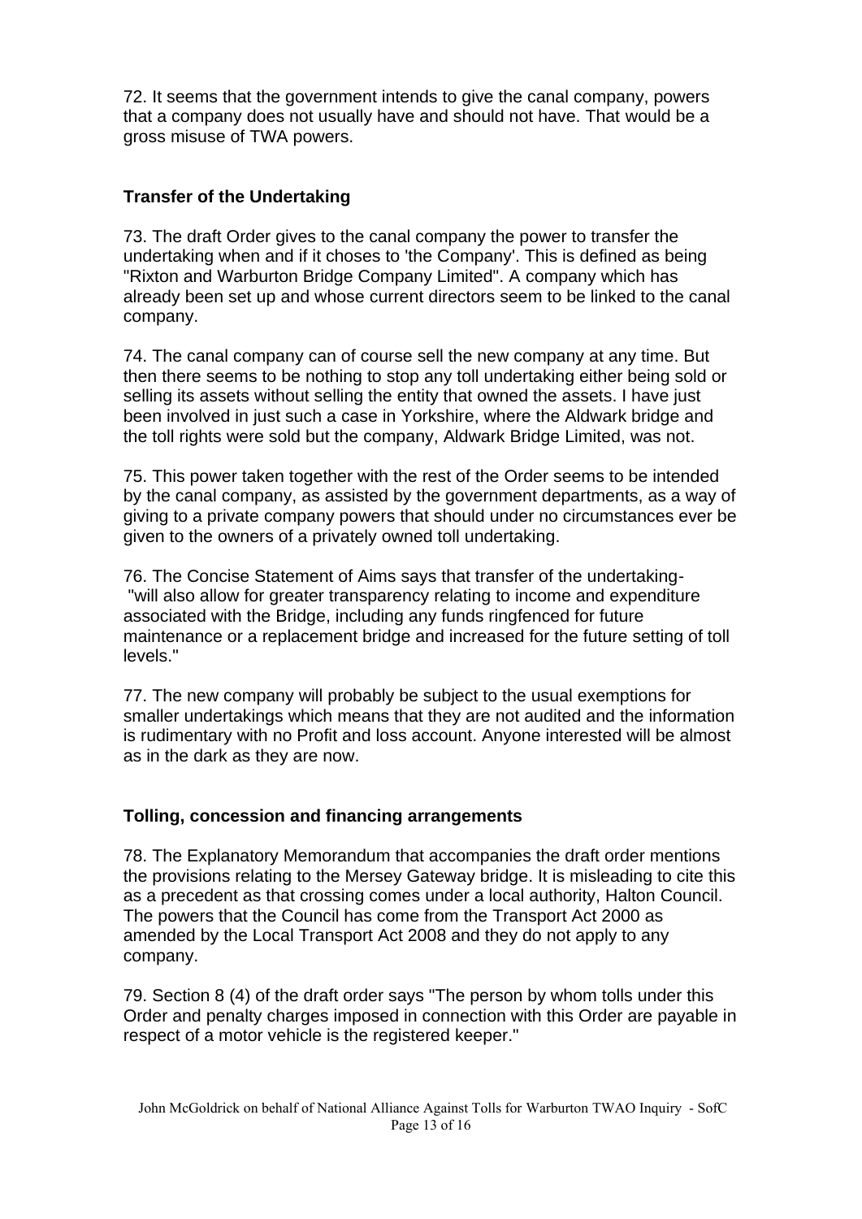72. It seems that the government intends to give the canal company, powers that a company does not usually have and should not have. That would be a gross misuse of TWA powers.

### Transfer of the Undertaking

73. The draft Order gives to the canal company the power to transfer the undertaking when and if it choses to 'the Company'. This is defined as being "Rixton and Warburton Bridge Company Limited". A company which has already been set up and whose current directors seem to be linked to the canal company.

74. The canal company can of course sell the new company at any time. But then there seems to be nothing to stop any toll undertaking either being sold or selling its assets without selling the entity that owned the assets. I have just been involved in just such a case in Yorkshire, where the Aldwark bridge and the toll rights were sold but the company, Aldwark Bridge Limited, was not.

75. This power taken together with the rest of the Order seems to be intended by the canal company, as assisted by the government departments, as a way of giving to a private company powers that should under no circumstances ever be given to the owners of a privately owned toll undertaking.

76. The Concise Statement of Aims says that transfer of the undertaking- "will also allow for greater transparency relating to income and expenditure associated with the Bridge, including any funds ringfenced for future maintenance or a replacement bridge and increased for the future setting of toll levels."

77. The new company will probably be subject to the usual exemptions for smaller undertakings which means that they are not audited and the information is rudimentary with no Profit and loss account. Anyone interested will be almost as in the dark as they are now.

### Tolling, concession and financing arrangements

78. The Explanatory Memorandum that accompanies the draft order mentions the provisions relating to the Mersey Gateway bridge. It is misleading to cite this as a precedent as that crossing comes under a local authority, Halton Council. The powers that the Council has come from the Transport Act 2000 as amended by the Local Transport Act 2008 and they do not apply to any company.

79. Section 8 (4) of the draft order says "The person by whom tolls under this Order and penalty charges imposed in connection with this Order are payable in respect of a motor vehicle is the registered keeper."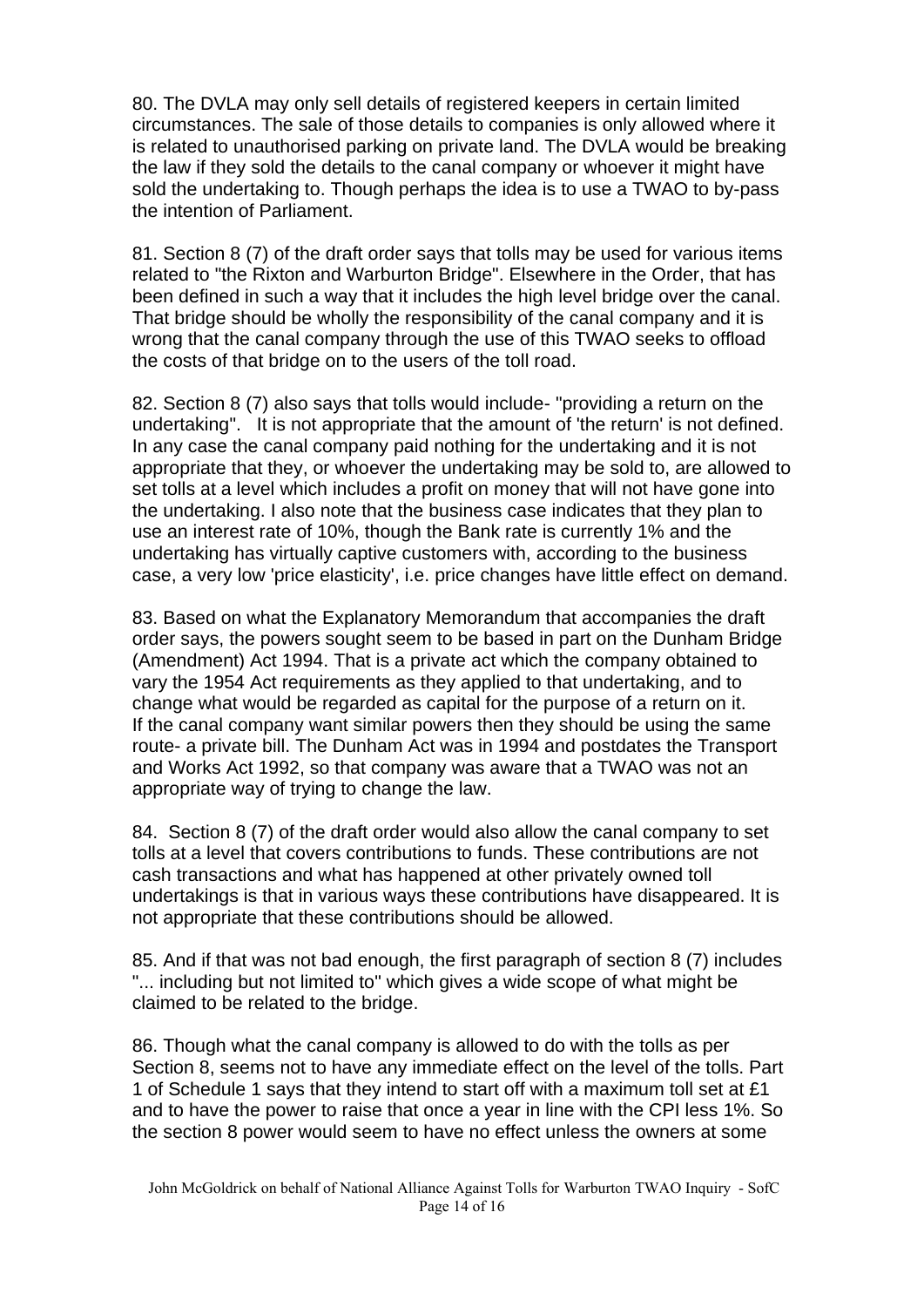80. The DVLA may only sell details of registered keepers in certain limited circumstances. The sale of those details to companies is only allowed where it is related to unauthorised parking on private land. The DVLA would be breaking the law if they sold the details to the canal company or whoever it might have sold the undertaking to. Though perhaps the idea is to use a TWAO to by-pass the intention of Parliament.

81. Section 8 (7) of the draft order says that tolls may be used for various items related to "the Rixton and Warburton Bridge". Elsewhere in the Order, that has been defined in such a way that it includes the high level bridge over the canal. That bridge should be wholly the responsibility of the canal company and it is wrong that the canal company through the use of this TWAO seeks to offload the costs of that bridge on to the users of the toll road.

82. Section 8 (7) also says that tolls would include- "providing a return on the undertaking". It is not appropriate that the amount of 'the return' is not defined. In any case the canal company paid nothing for the undertaking and it is not appropriate that they, or whoever the undertaking may be sold to, are allowed to set tolls at a level which includes a profit on money that will not have gone into the undertaking. I also note that the business case indicates that they plan to use an interest rate of 10%, though the Bank rate is currently 1% and the undertaking has virtually captive customers with, according to the business case, a very low 'price elasticity', i.e. price changes have little effect on demand.

83. Based on what the Explanatory Memorandum that accompanies the draft order says, the powers sought seem to be based in part on the Dunham Bridge (Amendment) Act 1994. That is a private act which the company obtained to vary the 1954 Act requirements as they applied to that undertaking, and to change what would be regarded as capital for the purpose of a return on it. If the canal company want similar powers then they should be using the same route- a private bill. The Dunham Act was in 1994 and postdates the Transport and Works Act 1992, so that company was aware that a TWAO was not an appropriate way of trying to change the law.

84. Section 8 (7) of the draft order would also allow the canal company to set tolls at a level that covers contributions to funds. These contributions are not cash transactions and what has happened at other privately owned toll undertakings is that in various ways these contributions have disappeared. It is not appropriate that these contributions should be allowed.

85. And if that was not bad enough, the first paragraph of section 8 (7) includes "... including but not limited to" which gives a wide scope of what might be claimed to be related to the bridge.

86. Though what the canal company is allowed to do with the tolls as per Section 8, seems not to have any immediate effect on the level of the tolls. Part 1 of Schedule 1 says that they intend to start off with a maximum toll set at £1 and to have the power to raise that once a year in line with the CPI less 1%. So the section 8 power would seem to have no effect unless the owners at some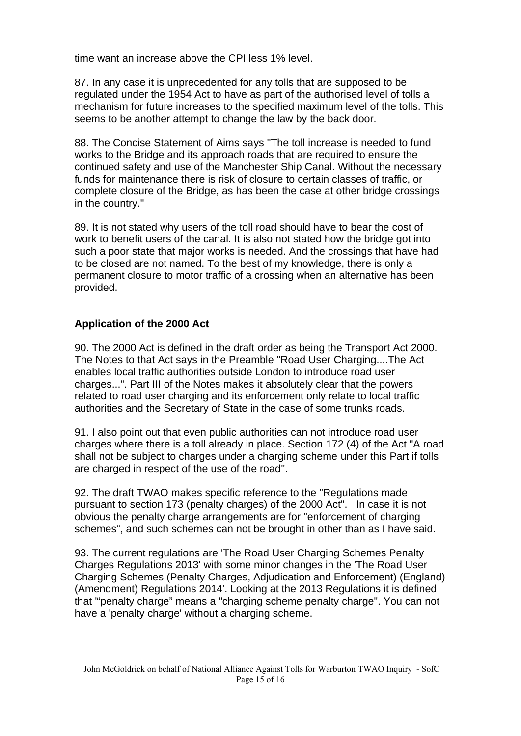time want an increase above the CPI less 1% level.

87. In any case it is unprecedented for any tolls that are supposed to be regulated under the 1954 Act to have as part of the authorised level of tolls a mechanism for future increases to the specified maximum level of the tolls. This seems to be another attempt to change the law by the back door.

88. The Concise Statement of Aims says "The toll increase is needed to fund works to the Bridge and its approach roads that are required to ensure the continued safety and use of the Manchester Ship Canal. Without the necessary funds for maintenance there is risk of closure to certain classes of traffic, or complete closure of the Bridge, as has been the case at other bridge crossings in the country."

89. It is not stated why users of the toll road should have to bear the cost of work to benefit users of the canal. It is also not stated how the bridge got into such a poor state that major works is needed. And the crossings that have had to be closed are not named. To the best of my knowledge, there is only a permanent closure to motor traffic of a crossing when an alternative has been provided.

### Application of the 2000 Act

90. The 2000 Act is defined in the draft order as being the Transport Act 2000. The Notes to that Act says in the Preamble "Road User Charging....The Act enables local traffic authorities outside London to introduce road user charges...". Part III of the Notes makes it absolutely clear that the powers related to road user charging and its enforcement only relate to local traffic authorities and the Secretary of State in the case of some trunks roads.

91. I also point out that even public authorities can not introduce road user charges where there is a toll already in place. Section 172 (4) of the Act "A road shall not be subject to charges under a charging scheme under this Part if tolls are charged in respect of the use of the road".

92. The draft TWAO makes specific reference to the "Regulations made pursuant to section 173 (penalty charges) of the 2000 Act". In case it is not obvious the penalty charge arrangements are for "enforcement of charging schemes", and such schemes can not be brought in other than as I have said.

93. The current regulations are 'The Road User Charging Schemes Penalty Charges Regulations 2013' with some minor changes in the 'The Road User Charging Schemes (Penalty Charges, Adjudication and Enforcement) (England) (Amendment) Regulations 2014'. Looking at the 2013 Regulations it is defined that '"penalty charge" means a "charging scheme penalty charge". You can not have a 'penalty charge' without a charging scheme.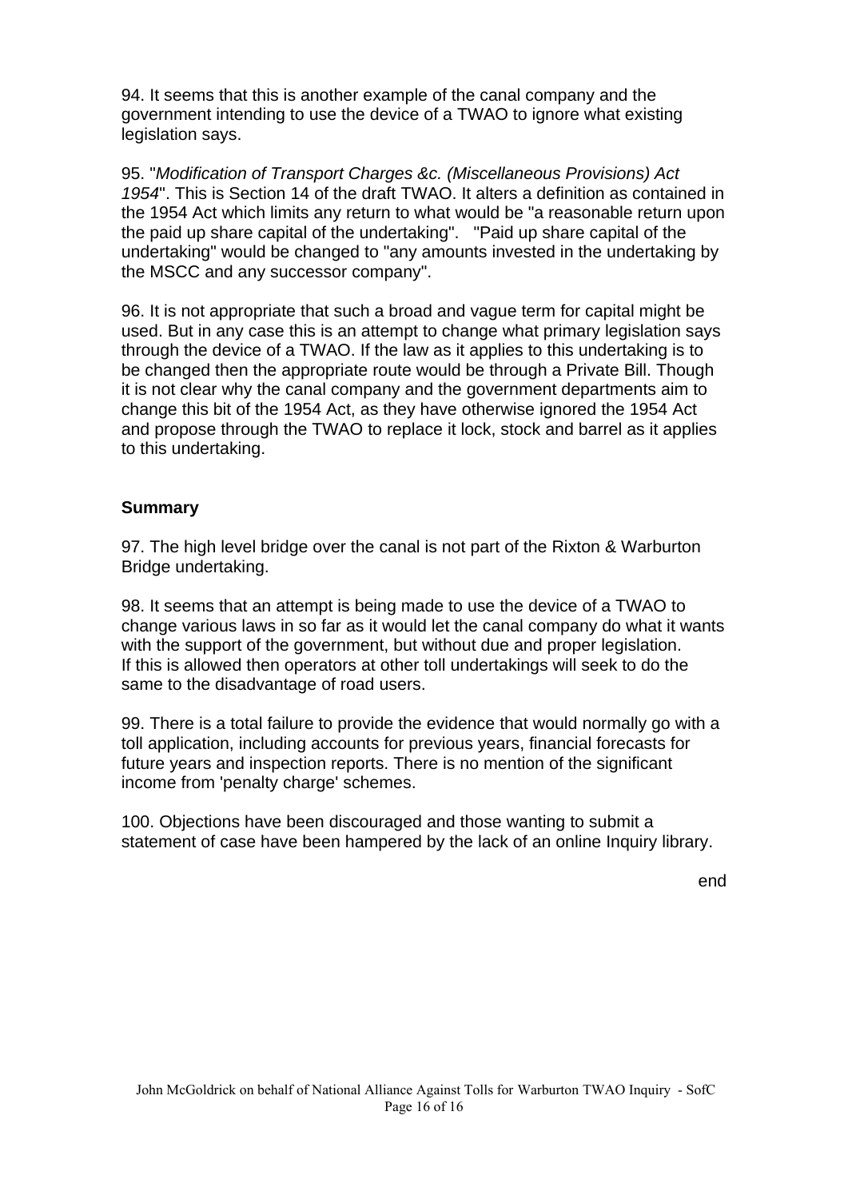94. It seems that this is another example of the canal company and the government intending to use the device of a TWAO to ignore what existing legislation says.

95. "*Modification of Transport Charges &c. (Miscellaneous Provisions) Act 1954*". This is Section 14 of the draft TWAO. It alters a definition as contained in the 1954 Act which limits any return to what would be "a reasonable return upon the paid up share capital of the undertaking". "Paid up share capital of the undertaking" would be changed to "any amounts invested in the undertaking by the MSCC and any successor company".

96. It is not appropriate that such a broad and vague term for capital might be used. But in any case this is an attempt to change what primary legislation says through the device of a TWAO. If the law as it applies to this undertaking is to be changed then the appropriate route would be through a Private Bill. Though it is not clear why the canal company and the government departments aim to change this bit of the 1954 Act, as they have otherwise ignored the 1954 Act and propose through the TWAO to replace it lock, stock and barrel as it applies to this undertaking.

**Summary**

97. The high level bridge over the canal is not part of the Rixton & Warburton Bridge undertaking.

98. It seems that an attempt is being made to use the device of a TWAO to change various laws in so far as it would let the canal company do what it wants with the support of the government, but without due and proper legislation. If this is allowed then operators at other toll undertakings will seek to do the same to the disadvantage of road users.

99. There is a total failure to provide the evidence that would normally go with a toll application, including accounts for previous years, financial forecasts for future years and inspection reports. There is no mention of the significant income from 'penalty charge' schemes.

100. Objections have been discouraged and those wanting to submit a statement of case have been hampered by the lack of an online Inquiry library.

end